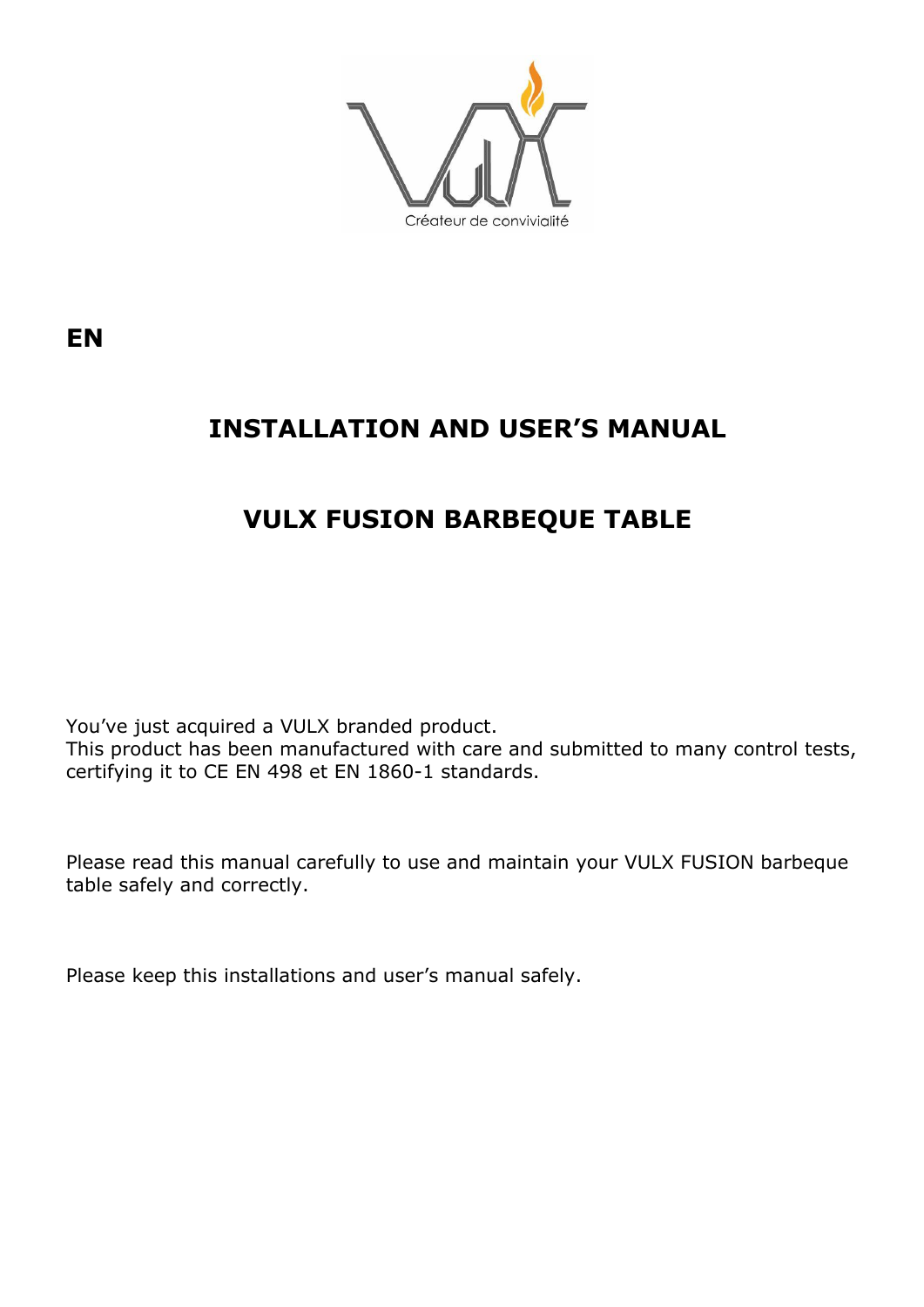Créateur de convivialité

**EN**

# INSTALLATION AND USER'S MANUAL

# VULX FUSION BARBEQUE TABLE

You've just acquired a VULX branded product.
This product has been manufactured with care and submitted to many control tests, certifying it to CE EN 498 et EN 1860-1 standards.

Please read this manual carefully to use and maintain your VULX FUSION barbeque table safely and correctly.

Please keep this installations and user's manual safely.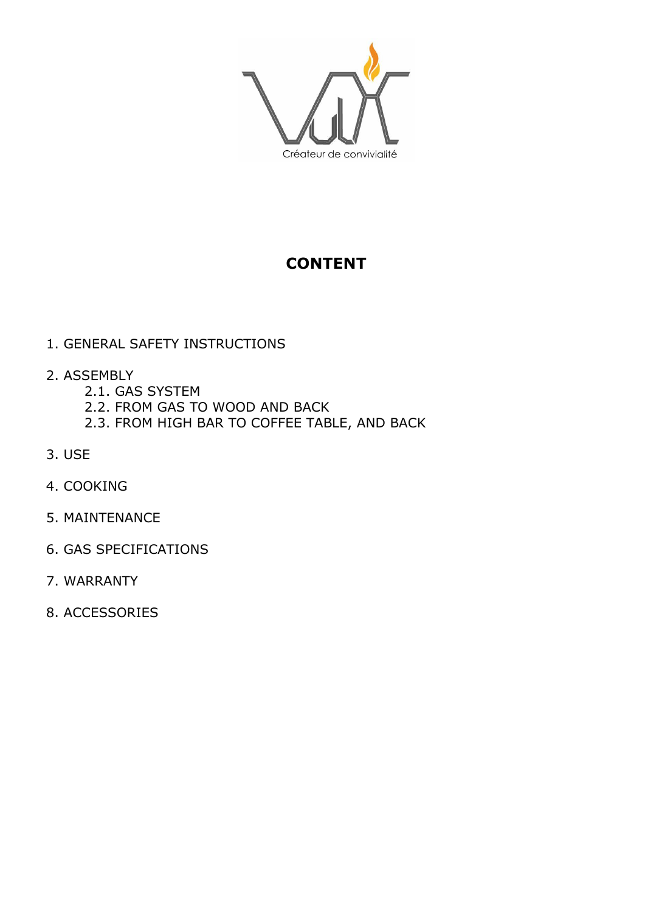# CONTENT

1. GENERAL SAFETY INSTRUCTIONS
2. ASSEMBLY
    2.1. GAS SYSTEM
    2.2. FROM GAS TO WOOD AND BACK
    2.3. FROM HIGH BAR TO COFFEE TABLE, AND BACK
3. USE
4. COOKING
5. MAINTENANCE
6. GAS SPECIFICATIONS
7. WARRANTY
8. ACCESSORIES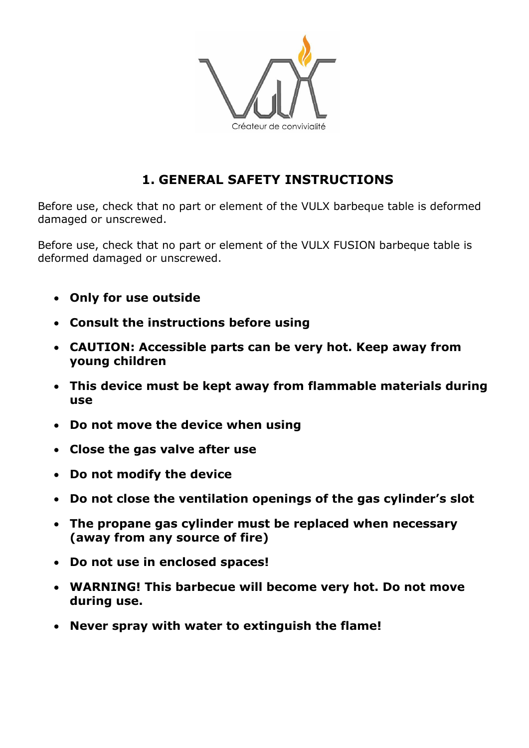# 1. GENERAL SAFETY INSTRUCTIONS

Before use, check that no part or element of the VULX barbeque table is deformed damaged or unscrewed.

Before use, check that no part or element of the VULX FUSION barbeque table is deformed damaged or unscrewed.

- **Only for use outside**
- **Consult the instructions before using**
- **CAUTION: Accessible parts can be very hot. Keep away from young children**
- **This device must be kept away from flammable materials during use**
- **Do not move the device when using**
- **Close the gas valve after use**
- **Do not modify the device**
- **Do not close the ventilation openings of the gas cylinder's slot**
- **The propane gas cylinder must be replaced when necessary (away from any source of fire)**
- **Do not use in enclosed spaces!**
- **WARNING! This barbecue will become very hot. Do not move during use.**
- **Never spray with water to extinguish the flame!**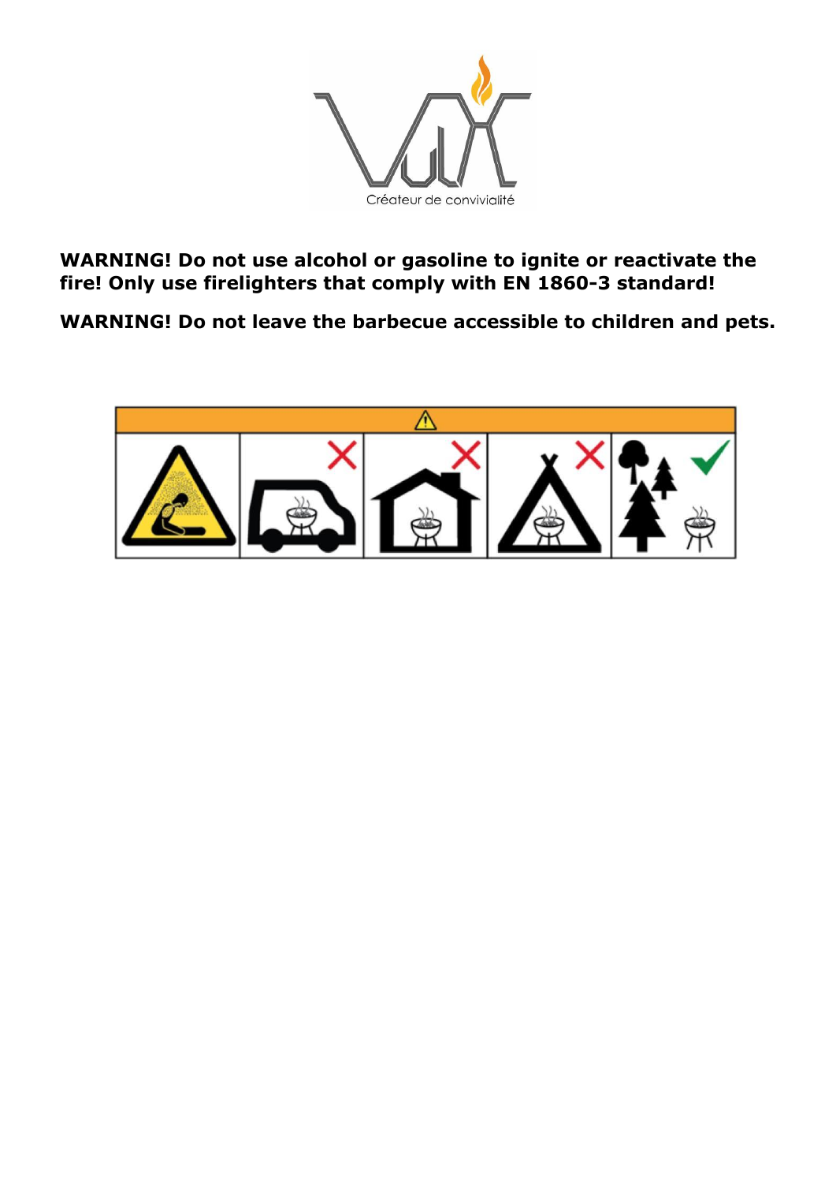**WARNING! Do not use alcohol or gasoline to ignite or reactivate the fire! Only use firelighters that comply with EN 1860-3 standard!**

**WARNING! Do not leave the barbecue accessible to children and pets.**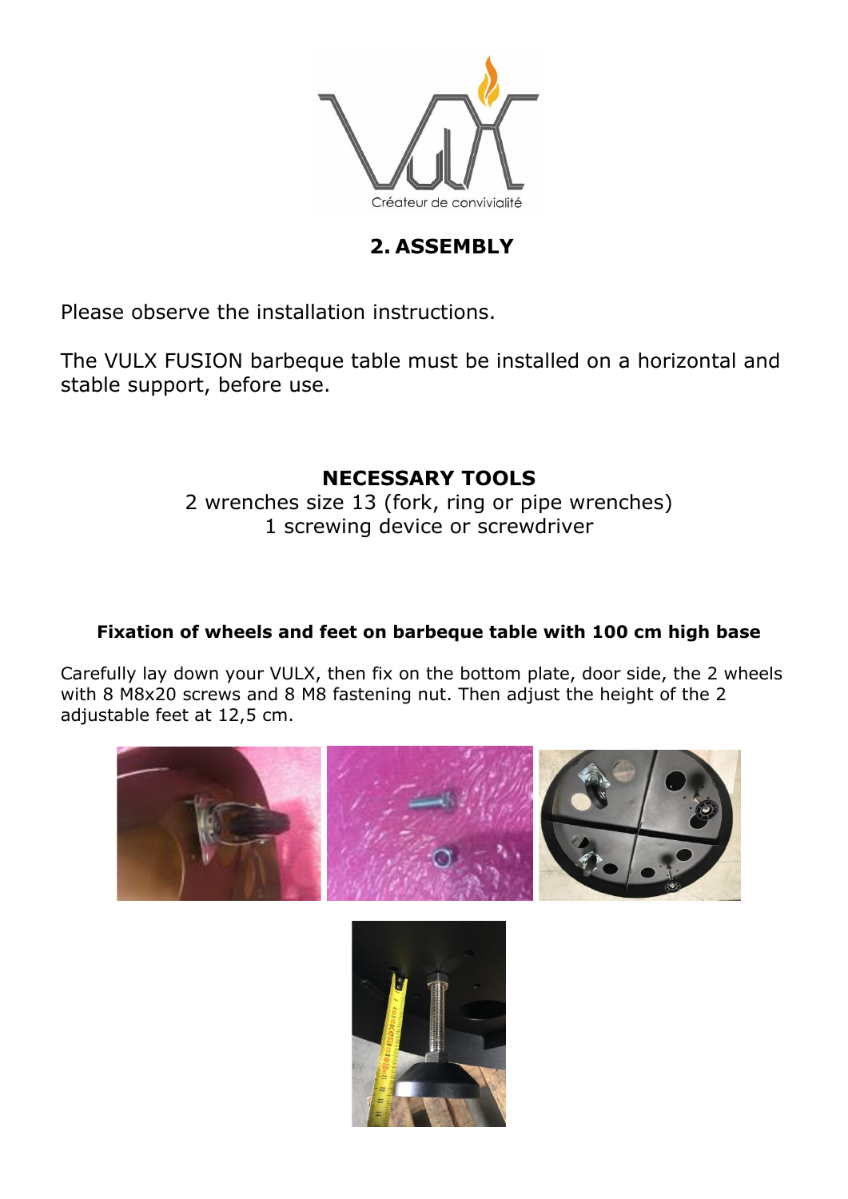## 2. ASSEMBLY

Please observe the installation instructions.

The VULX FUSION barbeque table must be installed on a horizontal and stable support, before use.

**NECESSARY TOOLS**

2 wrenches size 13 (fork, ring or pipe wrenches)
1 screwing device or screwdriver

**Fixation of wheels and feet on barbeque table with 100 cm high base**

Carefully lay down your VULX, then fix on the bottom plate, door side, the 2 wheels with 8 M8x20 screws and 8 M8 fastening nut. Then adjust the height of the 2 adjustable feet at 12,5 cm.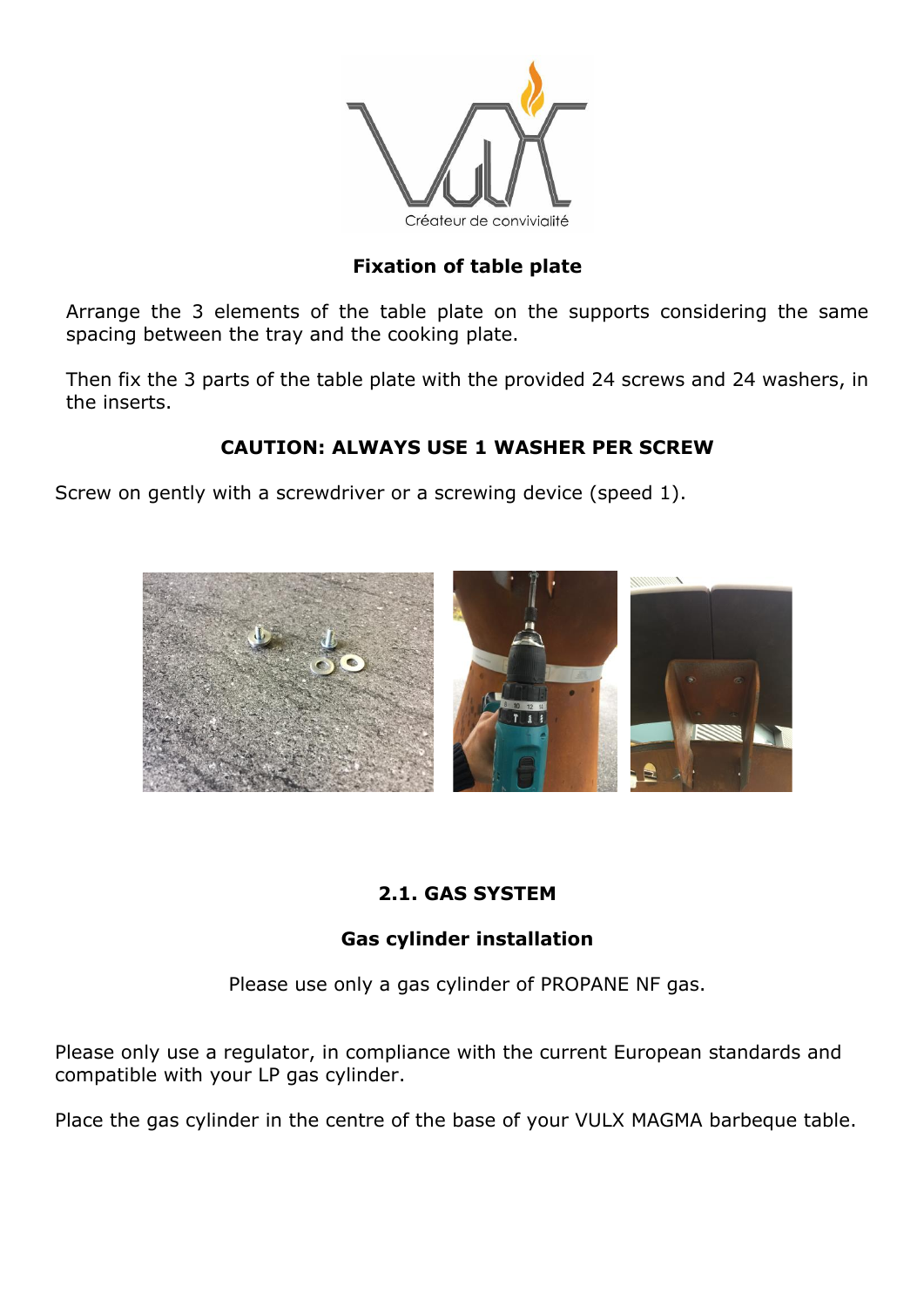**Fixation of table plate**

Arrange the 3 elements of the table plate on the supports considering the same spacing between the tray and the cooking plate.

Then fix the 3 parts of the table plate with the provided 24 screws and 24 washers, in the inserts.

**CAUTION: ALWAYS USE 1 WASHER PER SCREW**

Screw on gently with a screwdriver or a screwing device (speed 1).

## 2.1. GAS SYSTEM

### Gas cylinder installation

Please use only a gas cylinder of PROPANE NF gas.

Please only use a regulator, in compliance with the current European standards and compatible with your LP gas cylinder.

Place the gas cylinder in the centre of the base of your VULX MAGMA barbeque table.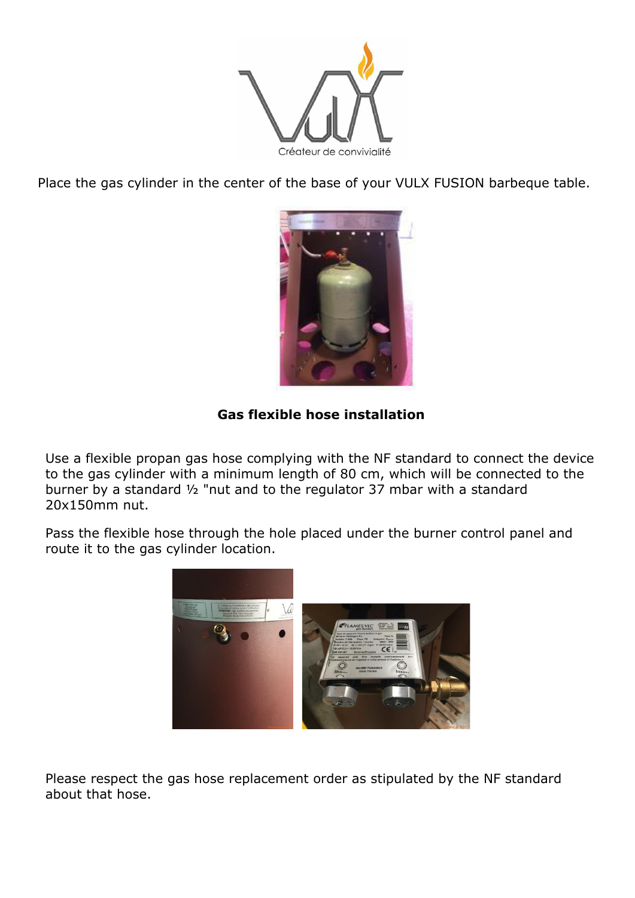Place the gas cylinder in the center of the base of your VULX FUSION barbeque table.

**Gas flexible hose installation**

Use a flexible propan gas hose complying with the NF standard to connect the device to the gas cylinder with a minimum length of 80 cm, which will be connected to the burner by a standard ½ "nut and to the regulator 37 mbar with a standard 20x150mm nut.

Pass the flexible hose through the hole placed under the burner control panel and route it to the gas cylinder location.

Please respect the gas hose replacement order as stipulated by the NF standard about that hose.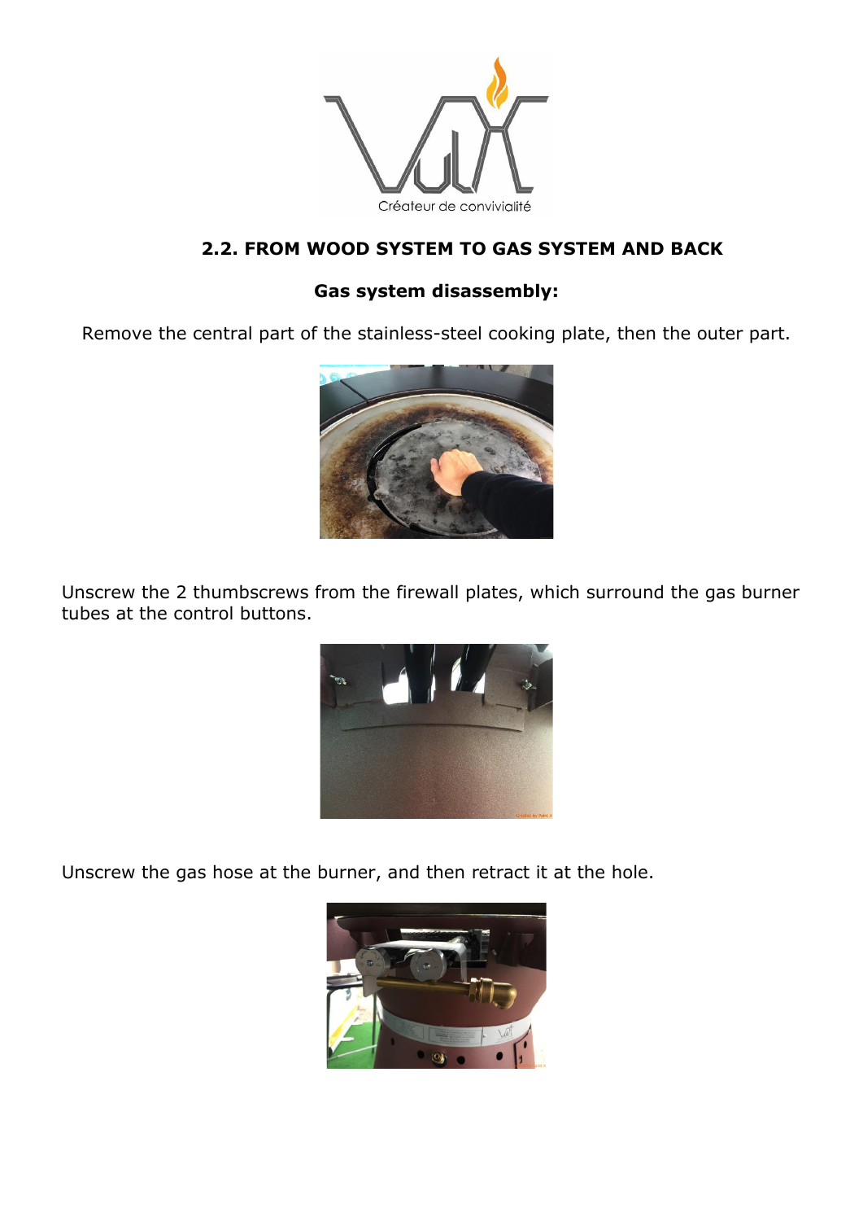## 2.2. FROM WOOD SYSTEM TO GAS SYSTEM AND BACK

### Gas system disassembly:

Remove the central part of the stainless-steel cooking plate, then the outer part.

Unscrew the 2 thumbscrews from the firewall plates, which surround the gas burner tubes at the control buttons.

Unscrew the gas hose at the burner, and then retract it at the hole.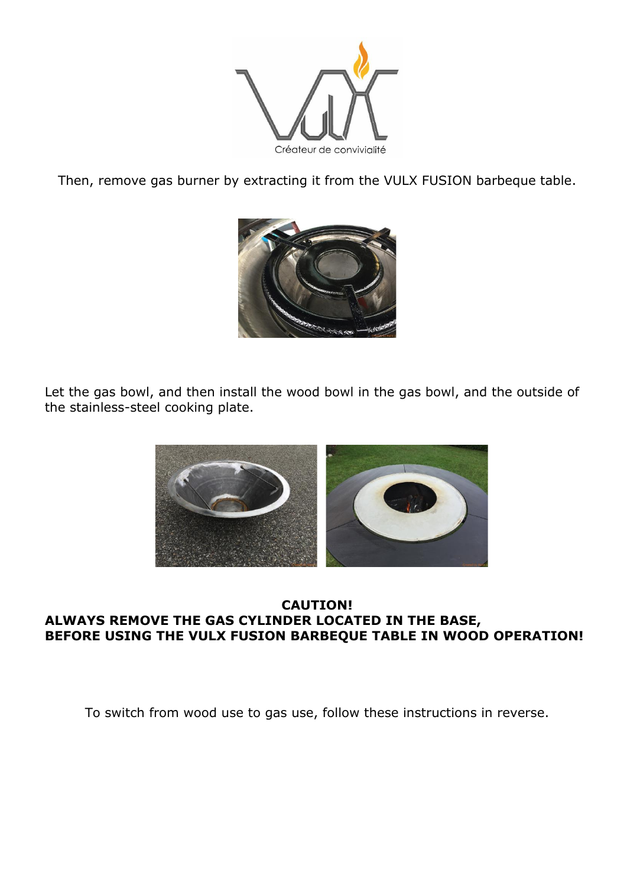Then, remove gas burner by extracting it from the VULX FUSION barbeque table.

Let the gas bowl, and then install the wood bowl in the gas bowl, and the outside of the stainless-steel cooking plate.

**CAUTION!**
**ALWAYS REMOVE THE GAS CYLINDER LOCATED IN THE BASE,**
**BEFORE USING THE VULX FUSION BARBEQUE TABLE IN WOOD OPERATION!**

To switch from wood use to gas use, follow these instructions in reverse.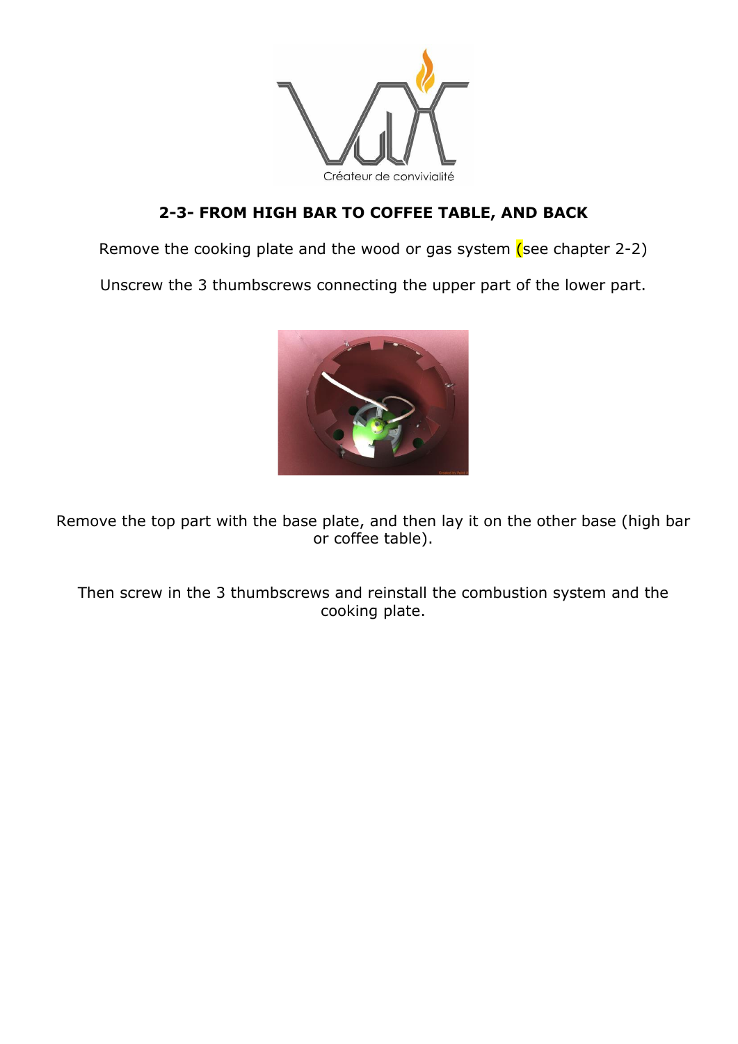## 2-3- FROM HIGH BAR TO COFFEE TABLE, AND BACK

Remove the cooking plate and the wood or gas system (see chapter 2-2)

Unscrew the 3 thumbscrews connecting the upper part of the lower part.

Remove the top part with the base plate, and then lay it on the other base (high bar or coffee table).

Then screw in the 3 thumbscrews and reinstall the combustion system and the cooking plate.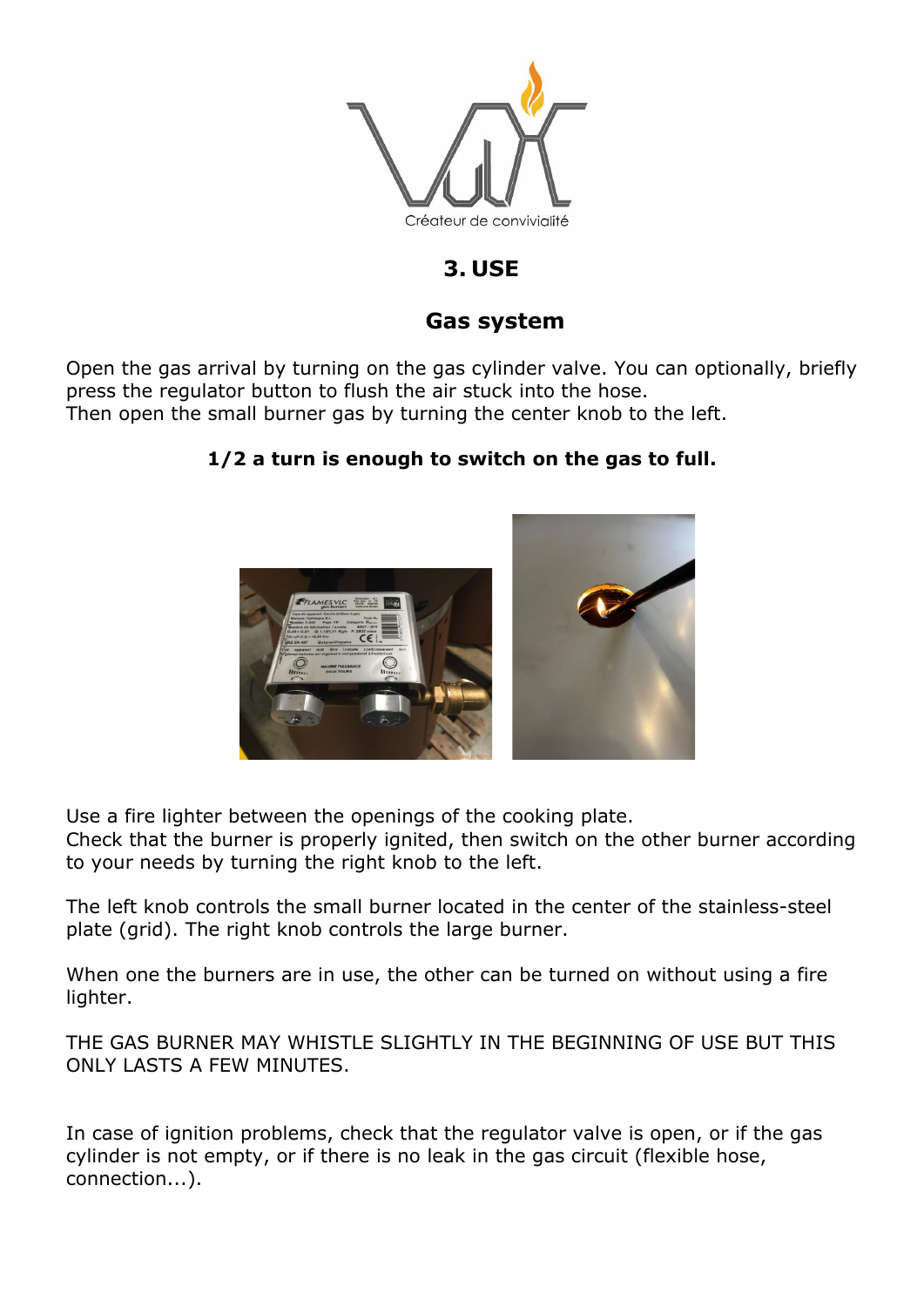# 3. USE

## Gas system

Open the gas arrival by turning on the gas cylinder valve. You can optionally, briefly press the regulator button to flush the air stuck into the hose.
Then open the small burner gas by turning the center knob to the left.

**1/2 a turn is enough to switch on the gas to full.**

Use a fire lighter between the openings of the cooking plate.
Check that the burner is properly ignited, then switch on the other burner according to your needs by turning the right knob to the left.

The left knob controls the small burner located in the center of the stainless-steel plate (grid). The right knob controls the large burner.

When one the burners are in use, the other can be turned on without using a fire lighter.

THE GAS BURNER MAY WHISTLE SLIGHTLY IN THE BEGINNING OF USE BUT THIS ONLY LASTS A FEW MINUTES.

In case of ignition problems, check that the regulator valve is open, or if the gas cylinder is not empty, or if there is no leak in the gas circuit (flexible hose, connection...).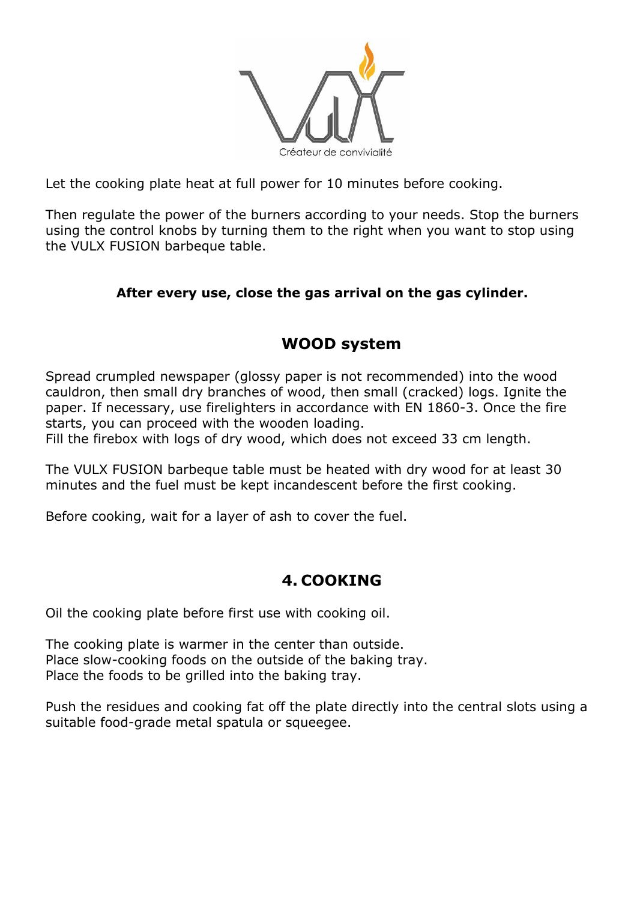Let the cooking plate heat at full power for 10 minutes before cooking.

Then regulate the power of the burners according to your needs. Stop the burners using the control knobs by turning them to the right when you want to stop using the VULX FUSION barbeque table.

**After every use, close the gas arrival on the gas cylinder.**

## WOOD system

Spread crumpled newspaper (glossy paper is not recommended) into the wood cauldron, then small dry branches of wood, then small (cracked) logs. Ignite the paper. If necessary, use firelighters in accordance with EN 1860-3. Once the fire starts, you can proceed with the wooden loading.
Fill the firebox with logs of dry wood, which does not exceed 33 cm length.

The VULX FUSION barbeque table must be heated with dry wood for at least 30 minutes and the fuel must be kept incandescent before the first cooking.

Before cooking, wait for a layer of ash to cover the fuel.

## 4. COOKING

Oil the cooking plate before first use with cooking oil.

The cooking plate is warmer in the center than outside.
Place slow-cooking foods on the outside of the baking tray.
Place the foods to be grilled into the baking tray.

Push the residues and cooking fat off the plate directly into the central slots using a suitable food-grade metal spatula or squeegee.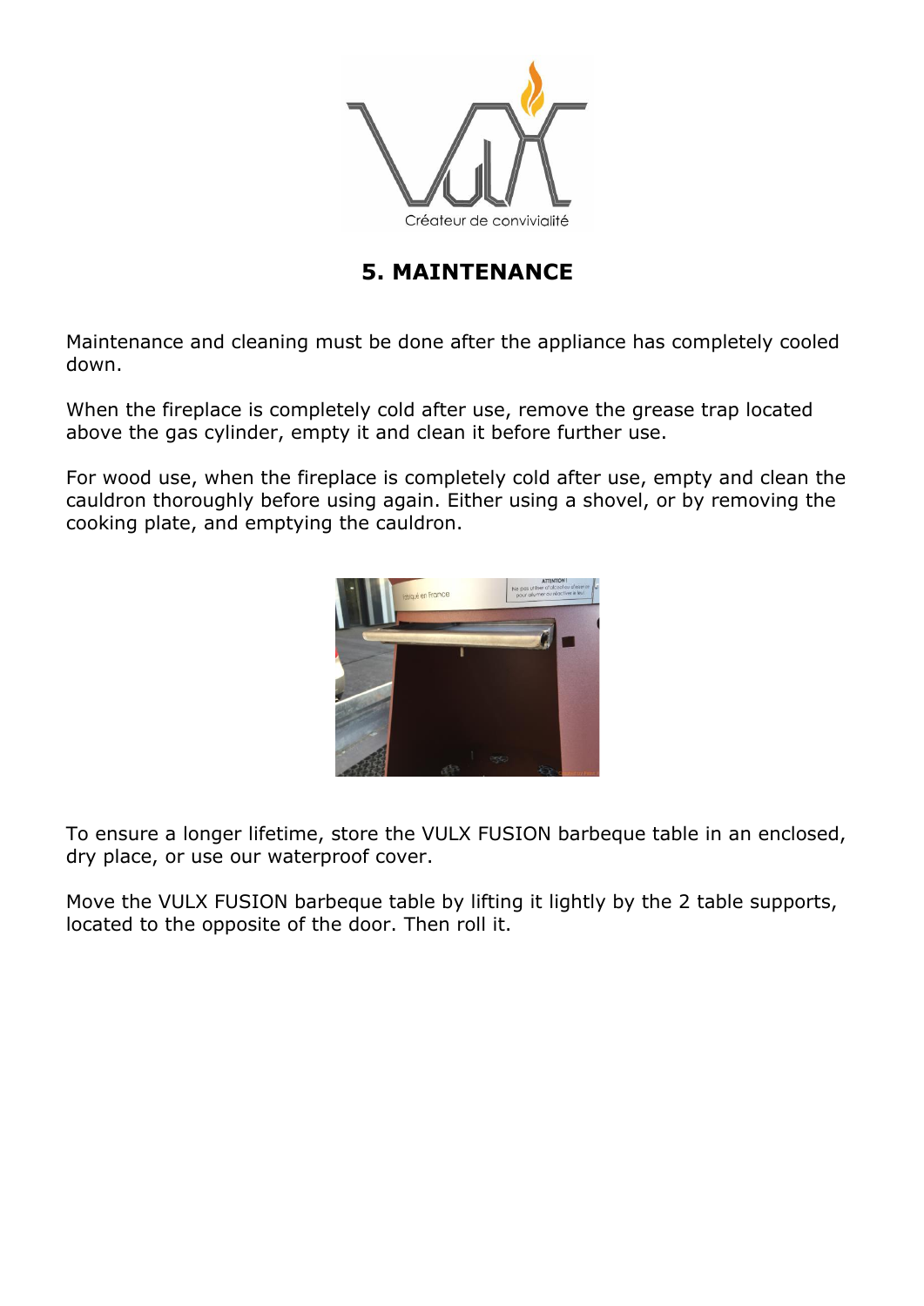# 5. MAINTENANCE

Maintenance and cleaning must be done after the appliance has completely cooled down.

When the fireplace is completely cold after use, remove the grease trap located above the gas cylinder, empty it and clean it before further use.

For wood use, when the fireplace is completely cold after use, empty and clean the cauldron thoroughly before using again. Either using a shovel, or by removing the cooking plate, and emptying the cauldron.

To ensure a longer lifetime, store the VULX FUSION barbeque table in an enclosed, dry place, or use our waterproof cover.

Move the VULX FUSION barbeque table by lifting it lightly by the 2 table supports, located to the opposite of the door. Then roll it.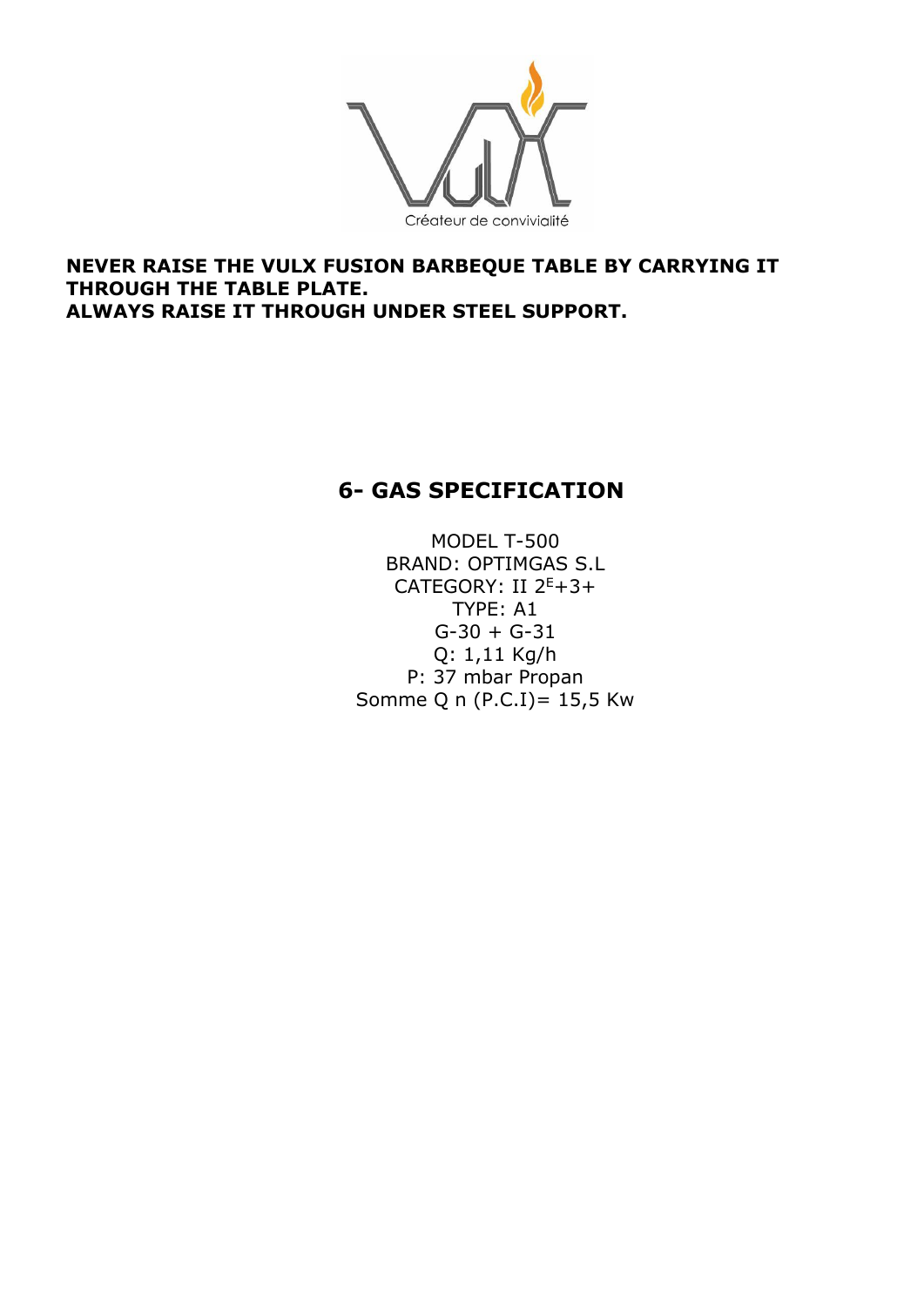Créateur de convivialité

**NEVER RAISE THE VULX FUSION BARBEQUE TABLE BY CARRYING IT THROUGH THE TABLE PLATE.**
**ALWAYS RAISE IT THROUGH UNDER STEEL SUPPORT.**

## 6- GAS SPECIFICATION

MODEL T-500
BRAND: OPTIMGAS S.L
CATEGORY: II $2^{E}$+3+
TYPE: A1
G-30 + G-31
Q: 1,11 Kg/h
P: 37 mbar Propan
Somme Q n (P.C.I)= 15,5 Kw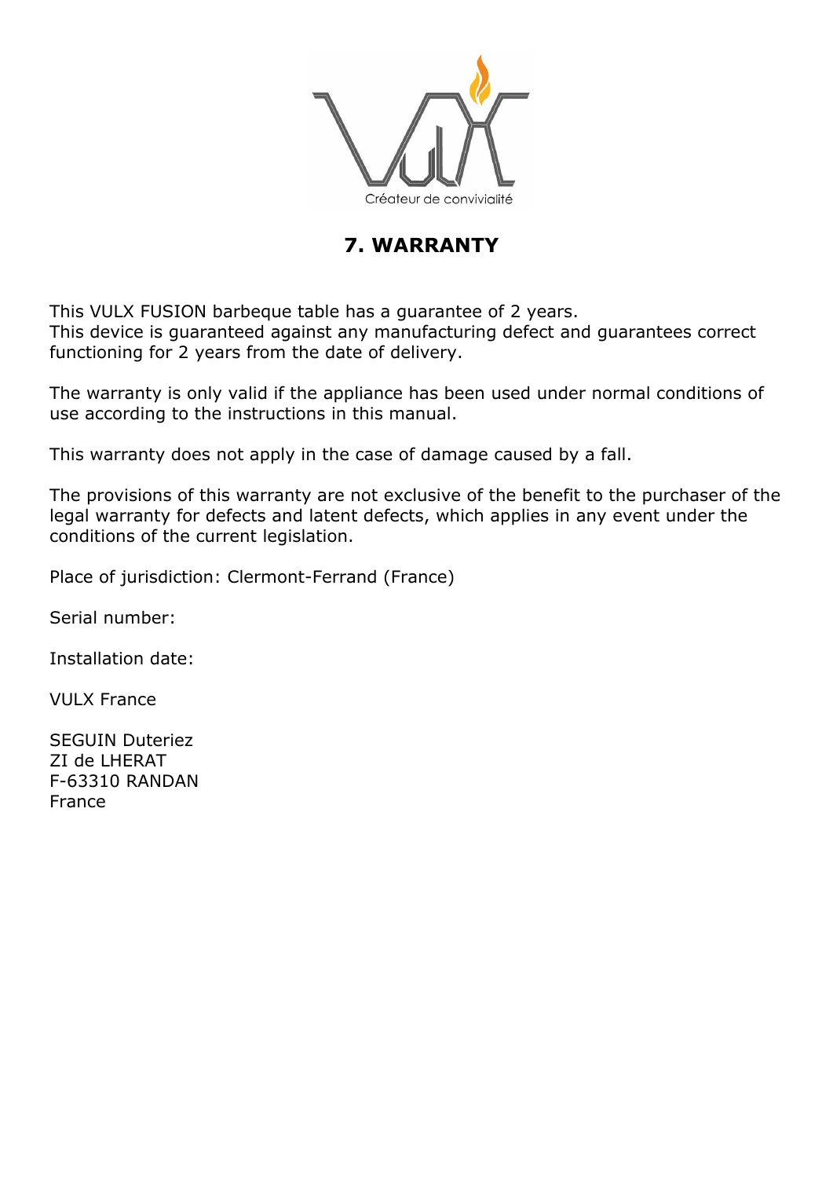Créateur de convivialité

# 7. WARRANTY

This VULX FUSION barbeque table has a guarantee of 2 years.
This device is guaranteed against any manufacturing defect and guarantees correct functioning for 2 years from the date of delivery.

The warranty is only valid if the appliance has been used under normal conditions of use according to the instructions in this manual.

This warranty does not apply in the case of damage caused by a fall.

The provisions of this warranty are not exclusive of the benefit to the purchaser of the legal warranty for defects and latent defects, which applies in any event under the conditions of the current legislation.

Place of jurisdiction: Clermont-Ferrand (France)

Serial number:

Installation date:

VULX France

SEGUIN Duteriez
ZI de LHERAT
F-63310 RANDAN
France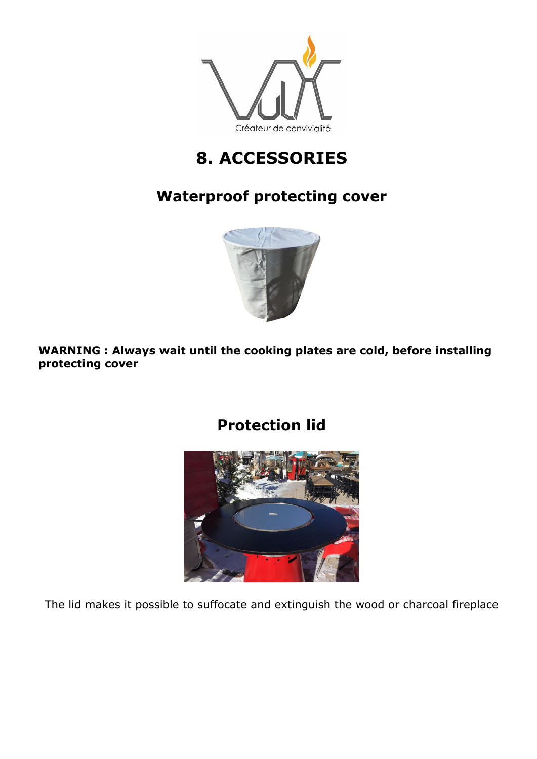# 8. ACCESSORIES

## Waterproof protecting cover

**WARNING : Always wait until the cooking plates are cold, before installing protecting cover**

## Protection lid

The lid makes it possible to suffocate and extinguish the wood or charcoal fireplace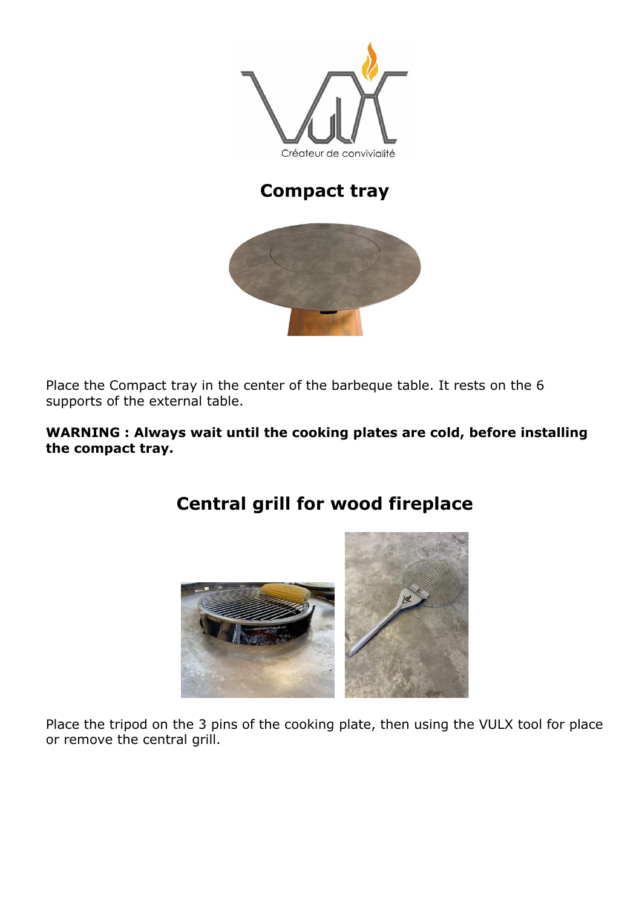## Compact tray

Place the Compact tray in the center of the barbeque table. It rests on the 6 supports of the external table.

**WARNING : Always wait until the cooking plates are cold, before installing the compact tray.**

## Central grill for wood fireplace

Place the tripod on the 3 pins of the cooking plate, then using the VULX tool for place or remove the central grill.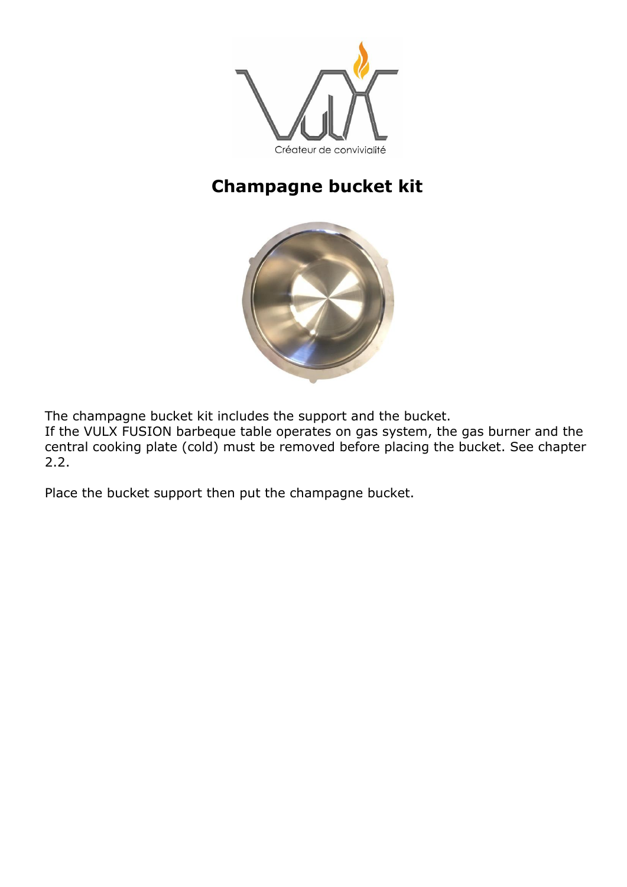# Champagne bucket kit

The champagne bucket kit includes the support and the bucket.
If the VULX FUSION barbeque table operates on gas system, the gas burner and the central cooking plate (cold) must be removed before placing the bucket. See chapter 2.2.

Place the bucket support then put the champagne bucket.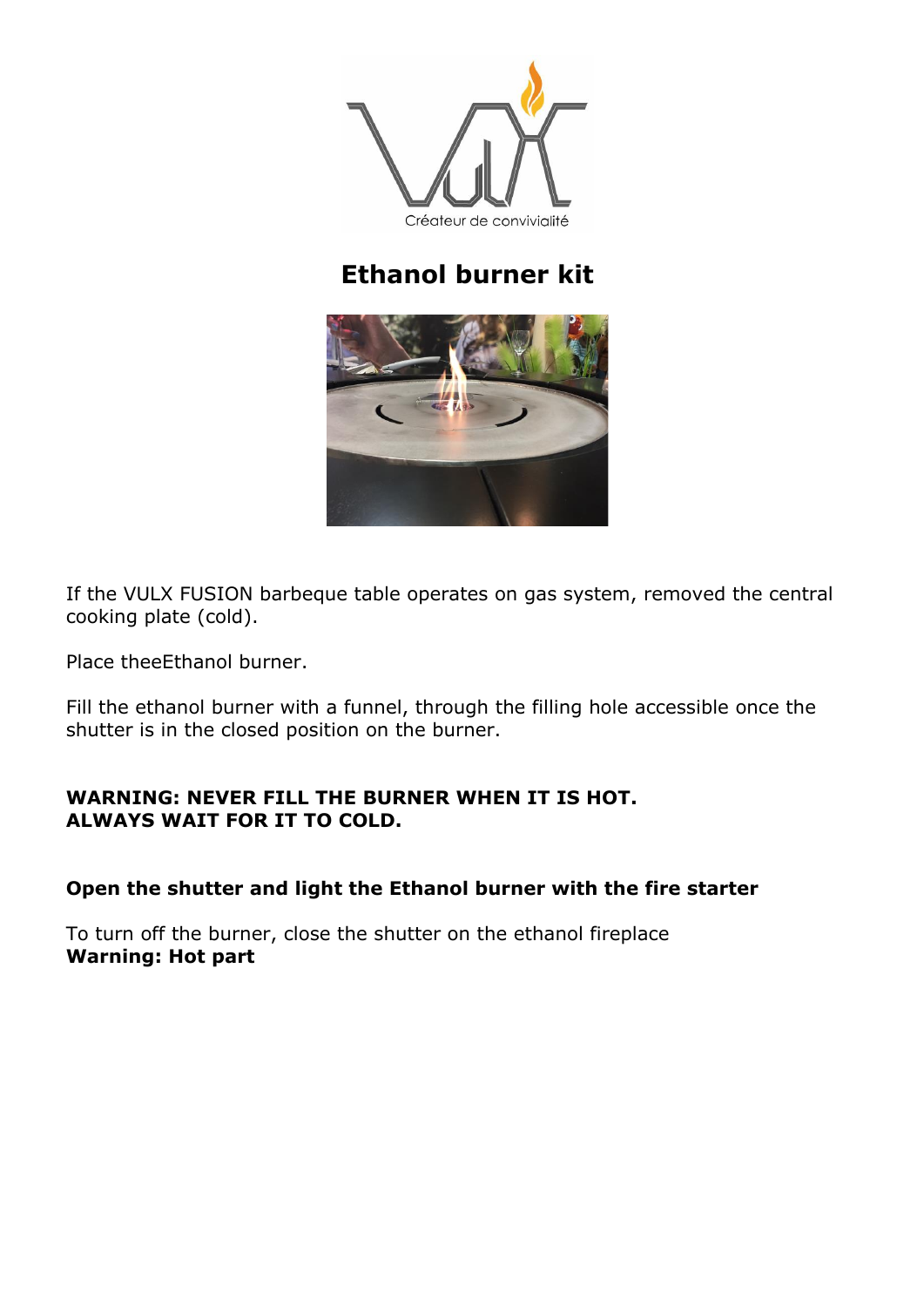# Ethanol burner kit

If the VULX FUSION barbeque table operates on gas system, removed the central cooking plate (cold).

Place theeEthanol burner.

Fill the ethanol burner with a funnel, through the filling hole accessible once the shutter is in the closed position on the burner.

**WARNING: NEVER FILL THE BURNER WHEN IT IS HOT.**
**ALWAYS WAIT FOR IT TO COLD.**

**Open the shutter and light the Ethanol burner with the fire starter**

To turn off the burner, close the shutter on the ethanol fireplace
**Warning: Hot part**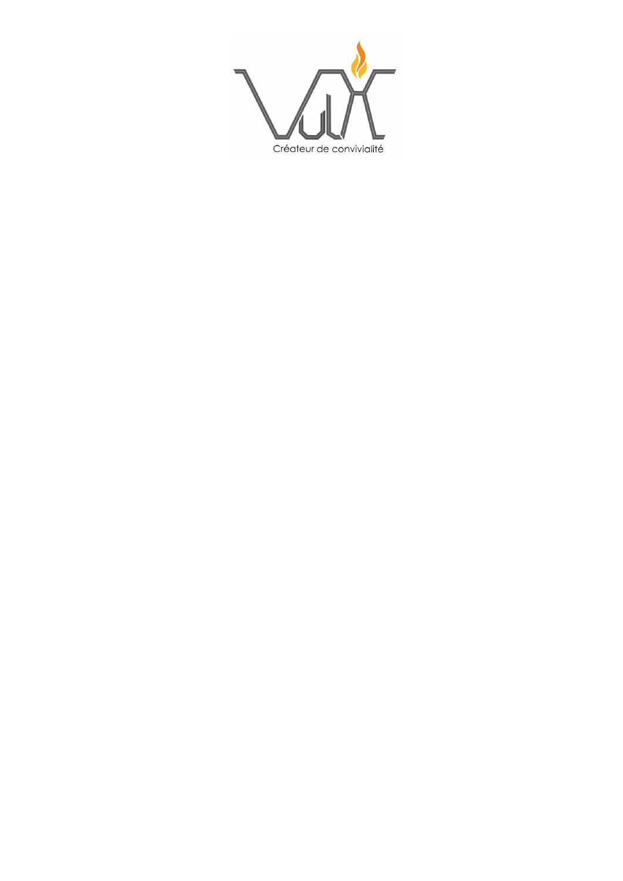Créateur de convivialité